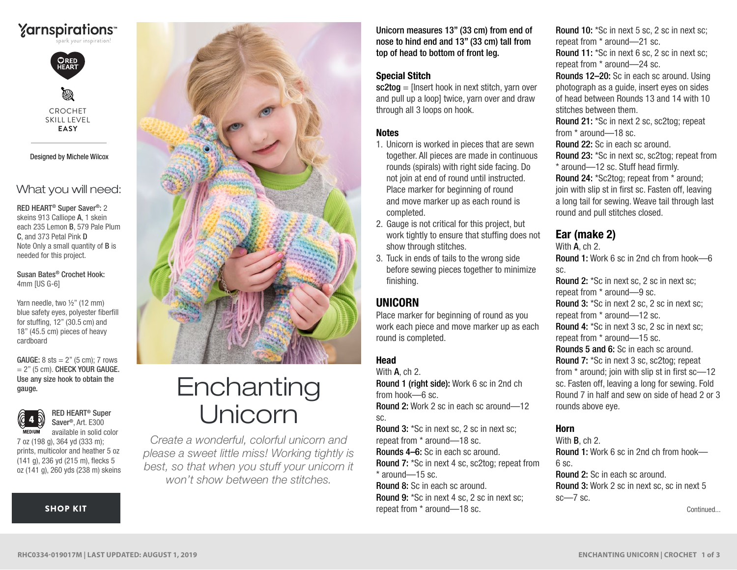Yarnspirations™

spark your inspiration!

RED HEART

CROCHET SKILL LEVEL **EASY**

Designed by Michele Wilcox

## What you will need:

**RED HEART® Super Saver®:** 2 skeins 913 Calliope **A**, 1 skein each 235 Lemon **B**, 579 Pale Plum **C**, and 373 Petal Pink **D**
Note Only a small quantity of **B** is needed for this project.

**Susan Bates® Crochet Hook:** 4mm [US G-6]

Yarn needle, two ½" (12 mm) blue safety eyes, polyester fiberfill for stuffing, 12" (30.5 cm) and 18" (45.5 cm) pieces of heavy cardboard

**GAUGE:** 8 sts = 2" (5 cm); 7 rows = 2" (5 cm). **CHECK YOUR GAUGE. Use any size hook to obtain the gauge.**

4 MEDIUM

**RED HEART® Super Saver®**, Art. E300 available in solid color 7 oz (198 g), 364 yd (333 m); prints, multicolor and heather 5 oz (141 g), 236 yd (215 m), flecks 5 oz (141 g), 260 yds (238 m) skeins

**SHOP KIT**

# Enchanting Unicorn

*Create a wonderful, colorful unicorn and please a sweet little miss! Working tightly is best, so that when you stuff your unicorn it won't show between the stitches.*

**Unicorn measures 13" (33 cm) from end of nose to hind end and 13" (33 cm) tall from top of head to bottom of front leg.**

### Special Stitch

**sc2tog** = [Insert hook in next stitch, yarn over and pull up a loop] twice, yarn over and draw through all 3 loops on hook.

### Notes

1. Unicorn is worked in pieces that are sewn together. All pieces are made in continuous rounds (spirals) with right side facing. Do not join at end of round until instructed. Place marker for beginning of round and move marker up as each round is completed.
2. Gauge is not critical for this project, but work tightly to ensure that stuffing does not show through stitches.
3. Tuck in ends of tails to the wrong side before sewing pieces together to minimize finishing.

## UNICORN

Place marker for beginning of round as you work each piece and move marker up as each round is completed.

### Head

With **A**, ch 2.

**Round 1 (right side):** Work 6 sc in 2nd ch from hook—6 sc.

**Round 2:** Work 2 sc in each sc around—12 sc.

**Round 3:** *Sc in next sc, 2 sc in next sc; repeat from * around—18 sc.

**Rounds 4–6:** Sc in each sc around.

**Round 7:** *Sc in next 4 sc, sc2tog; repeat from * around—15 sc.

**Round 8:** Sc in each sc around.

**Round 9:** *Sc in next 4 sc, 2 sc in next sc; repeat from * around—18 sc.

**Round 10:** *Sc in next 5 sc, 2 sc in next sc; repeat from * around—21 sc.

**Round 11:** *Sc in next 6 sc, 2 sc in next sc; repeat from * around—24 sc.

**Rounds 12–20:** Sc in each sc around. Using photograph as a guide, insert eyes on sides of head between Rounds 13 and 14 with 10 stitches between them.

**Round 21:** *Sc in next 2 sc, sc2tog; repeat from * around—18 sc.

**Round 22:** Sc in each sc around.

**Round 23:** *Sc in next sc, sc2tog; repeat from * around—12 sc. Stuff head firmly.

**Round 24:** *Sc2tog; repeat from * around; join with slip st in first sc. Fasten off, leaving a long tail for sewing. Weave tail through last round and pull stitches closed.

### Ear (make 2)

With **A**, ch 2.

**Round 1:** Work 6 sc in 2nd ch from hook—6 sc.

**Round 2:** *Sc in next sc, 2 sc in next sc; repeat from * around—9 sc.

**Round 3:** *Sc in next 2 sc, 2 sc in next sc; repeat from * around—12 sc.

**Round 4:** *Sc in next 3 sc, 2 sc in next sc; repeat from * around—15 sc.

**Rounds 5 and 6:** Sc in each sc around.

**Round 7:** *Sc in next 3 sc, sc2tog; repeat from * around; join with slip st in first sc—12 sc. Fasten off, leaving a long for sewing. Fold Round 7 in half and sew on side of head 2 or 3 rounds above eye.

### Horn

With **B**, ch 2.

**Round 1:** Work 6 sc in 2nd ch from hook—6 sc.

**Round 2:** Sc in each sc around.

**Round 3:** Work 2 sc in next sc, sc in next 5 sc—7 sc.

Continued...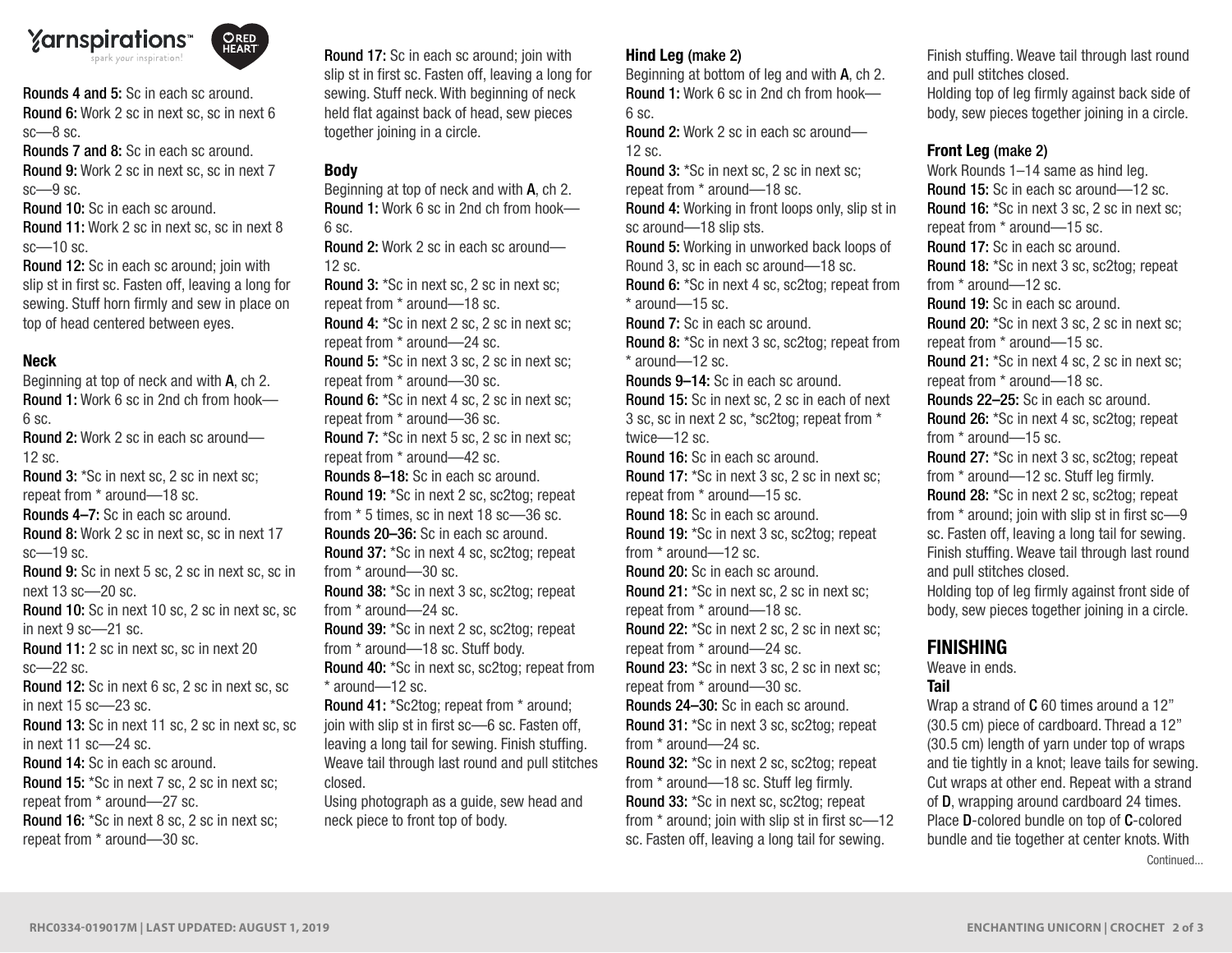**Rounds 4 and 5:** Sc in each sc around.
**Round 6:** Work 2 sc in next sc, sc in next 6 sc—8 sc.
**Rounds 7 and 8:** Sc in each sc around.
**Round 9:** Work 2 sc in next sc, sc in next 7 sc—9 sc.
**Round 10:** Sc in each sc around.
**Round 11:** Work 2 sc in next sc, sc in next 8 sc—10 sc.
**Round 12:** Sc in each sc around; join with slip st in first sc. Fasten off, leaving a long for sewing. Stuff horn firmly and sew in place on top of head centered between eyes.

### Neck

Beginning at top of neck and with **A**, ch 2.
**Round 1:** Work 6 sc in 2nd ch from hook—6 sc.
**Round 2:** Work 2 sc in each sc around—12 sc.
**Round 3:** *Sc in next sc, 2 sc in next sc; repeat from * around—18 sc.
**Rounds 4–7:** Sc in each sc around.
**Round 8:** Work 2 sc in next sc, sc in next 17 sc—19 sc.
**Round 9:** Sc in next 5 sc, 2 sc in next sc, sc in next 13 sc—20 sc.
**Round 10:** Sc in next 10 sc, 2 sc in next sc, sc in next 9 sc—21 sc.
**Round 11:** 2 sc in next sc, sc in next 20 sc—22 sc.
**Round 12:** Sc in next 6 sc, 2 sc in next sc, sc in next 15 sc—23 sc.
**Round 13:** Sc in next 11 sc, 2 sc in next sc, sc in next 11 sc—24 sc.
**Round 14:** Sc in each sc around.
**Round 15:** *Sc in next 7 sc, 2 sc in next sc; repeat from * around—27 sc.
**Round 16:** *Sc in next 8 sc, 2 sc in next sc; repeat from * around—30 sc.
**Round 17:** Sc in each sc around; join with slip st in first sc. Fasten off, leaving a long tail for sewing. Stuff neck. With beginning of neck held flat against back of head, sew pieces together joining in a circle.

### Body

Beginning at top of neck and with **A**, ch 2.
**Round 1:** Work 6 sc in 2nd ch from hook—6 sc.
**Round 2:** Work 2 sc in each sc around—12 sc.
**Round 3:** *Sc in next sc, 2 sc in next sc; repeat from * around—18 sc.
**Round 4:** *Sc in next 2 sc, 2 sc in next sc; repeat from * around—24 sc.
**Round 5:** *Sc in next 3 sc, 2 sc in next sc; repeat from * around—30 sc.
**Round 6:** *Sc in next 4 sc, 2 sc in next sc; repeat from * around—36 sc.
**Round 7:** *Sc in next 5 sc, 2 sc in next sc; repeat from * around—42 sc.
**Rounds 8–18:** Sc in each sc around.
**Round 19:** *Sc in next 2 sc, sc2tog; repeat from * 5 times, sc in next 18 sc—36 sc.
**Rounds 20–36:** Sc in each sc around.
**Round 37:** *Sc in next 4 sc, sc2tog; repeat from * around—30 sc.
**Round 38:** *Sc in next 3 sc, sc2tog; repeat from * around—24 sc.
**Round 39:** *Sc in next 2 sc, sc2tog; repeat from * around—18 sc. Stuff body.
**Round 40:** *Sc in next sc, sc2tog; repeat from * around—12 sc.
**Round 41:** *Sc2tog; repeat from * around; join with slip st in first sc—6 sc. Fasten off, leaving a long tail for sewing. Finish stuffing. Weave tail through last round and pull stitches closed.
Using photograph as a guide, sew head and neck piece to front top of body.

### Hind Leg (make 2)

Beginning at bottom of leg and with **A**, ch 2.
**Round 1:** Work 6 sc in 2nd ch from hook—6 sc.
**Round 2:** Work 2 sc in each sc around—12 sc.
**Round 3:** *Sc in next sc, 2 sc in next sc; repeat from * around—18 sc.
**Round 4:** Working in front loops only, slip st in sc around—18 slip sts.
**Round 5:** Working in unworked back loops of Round 3, sc in each sc around—18 sc.
**Round 6:** *Sc in next 4 sc, sc2tog; repeat from * around—15 sc.
**Round 7:** Sc in each sc around.
**Round 8:** *Sc in next 3 sc, sc2tog; repeat from * around—12 sc.
**Rounds 9–14:** Sc in each sc around.
**Round 15:** Sc in next sc, 2 sc in each of next 3 sc, sc in next 2 sc, *sc2tog; repeat from * twice—12 sc.
**Round 16:** Sc in each sc around.
**Round 17:** *Sc in next 3 sc, 2 sc in next sc; repeat from * around—15 sc.
**Round 18:** Sc in each sc around.
**Round 19:** *Sc in next 3 sc, sc2tog; repeat from * around—12 sc.
**Round 20:** Sc in each sc around.
**Round 21:** *Sc in next sc, 2 sc in next sc; repeat from * around—18 sc.
**Round 22:** *Sc in next 2 sc, 2 sc in next sc; repeat from * around—24 sc.
**Round 23:** *Sc in next 3 sc, 2 sc in next sc; repeat from * around—30 sc.
**Rounds 24–30:** Sc in each sc around.
**Round 31:** *Sc in next 3 sc, sc2tog; repeat from * around—24 sc.
**Round 32:** *Sc in next 2 sc, sc2tog; repeat from * around—18 sc. Stuff leg firmly.
**Round 33:** *Sc in next sc, sc2tog; repeat from * around; join with slip st in first sc—12 sc. Fasten off, leaving a long tail for sewing. Finish stuffing. Weave tail through last round and pull stitches closed.
Holding top of leg firmly against back side of body, sew pieces together joining in a circle.

### Front Leg (make 2)

Work Rounds 1–14 same as hind leg.
**Round 15:** Sc in each sc around—12 sc.
**Round 16:** *Sc in next 3 sc, 2 sc in next sc; repeat from * around—15 sc.
**Round 17:** Sc in each sc around.
**Round 18:** *Sc in next 3 sc, sc2tog; repeat from * around—12 sc.
**Round 19:** Sc in each sc around.
**Round 20:** *Sc in next 3 sc, 2 sc in next sc; repeat from * around—15 sc.
**Round 21:** *Sc in next 4 sc, 2 sc in next sc; repeat from * around—18 sc.
**Rounds 22–25:** Sc in each sc around.
**Round 26:** *Sc in next 4 sc, sc2tog; repeat from * around—15 sc.
**Round 27:** *Sc in next 3 sc, sc2tog; repeat from * around—12 sc. Stuff leg firmly.
**Round 28:** *Sc in next 2 sc, sc2tog; repeat from * around; join with slip st in first sc—9 sc. Fasten off, leaving a long tail for sewing. Finish stuffing. Weave tail through last round and pull stitches closed.
Holding top of leg firmly against front side of body, sew pieces together joining in a circle.

## FINISHING

Weave in ends.

### Tail

Wrap a strand of **C** 60 times around a 12" (30.5 cm) piece of cardboard. Thread a 12" (30.5 cm) length of yarn under top of wraps and tie tightly in a knot; leave tails for sewing. Cut wraps at other end. Repeat with a strand of **D**, wrapping around cardboard 24 times. Place **D**-colored bundle on top of **C**-colored bundle and tie together at center knots. With

Continued...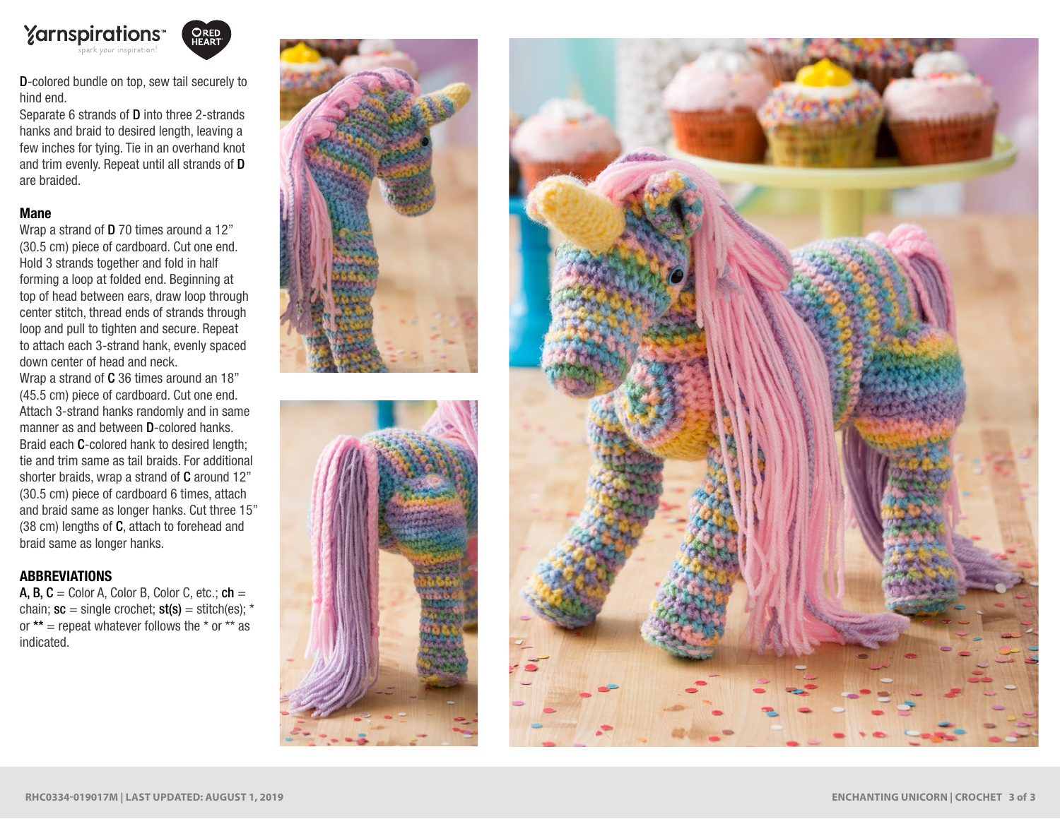**D**-colored bundle on top, sew tail securely to hind end.

Separate 6 strands of **D** into three 2-strands hanks and braid to desired length, leaving a few inches for tying. Tie in an overhand knot and trim evenly. Repeat until all strands of **D** are braided.

## Mane

Wrap a strand of **D** 70 times around a 12" (30.5 cm) piece of cardboard. Cut one end. Hold 3 strands together and fold in half forming a loop at folded end. Beginning at top of head between ears, draw loop through center stitch, thread ends of strands through loop and pull to tighten and secure. Repeat to attach each 3-strand hank, evenly spaced down center of head and neck.

Wrap a strand of **C** 36 times around an 18" (45.5 cm) piece of cardboard. Cut one end. Attach 3-strand hanks randomly and in same manner as and between **D**-colored hanks. Braid each **C**-colored hank to desired length; tie and trim same as tail braids. For additional shorter braids, wrap a strand of **C** around 12" (30.5 cm) piece of cardboard 6 times, attach and braid same as longer hanks. Cut three 15" (38 cm) lengths of **C**, attach to forehead and braid same as longer hanks.

## ABBREVIATIONS

**A, B, C** = Color A, Color B, Color C, etc.; **ch** = chain; **sc** = single crochet; **st(s)** = stitch(es); * or ** = repeat whatever follows the * or ** as indicated.